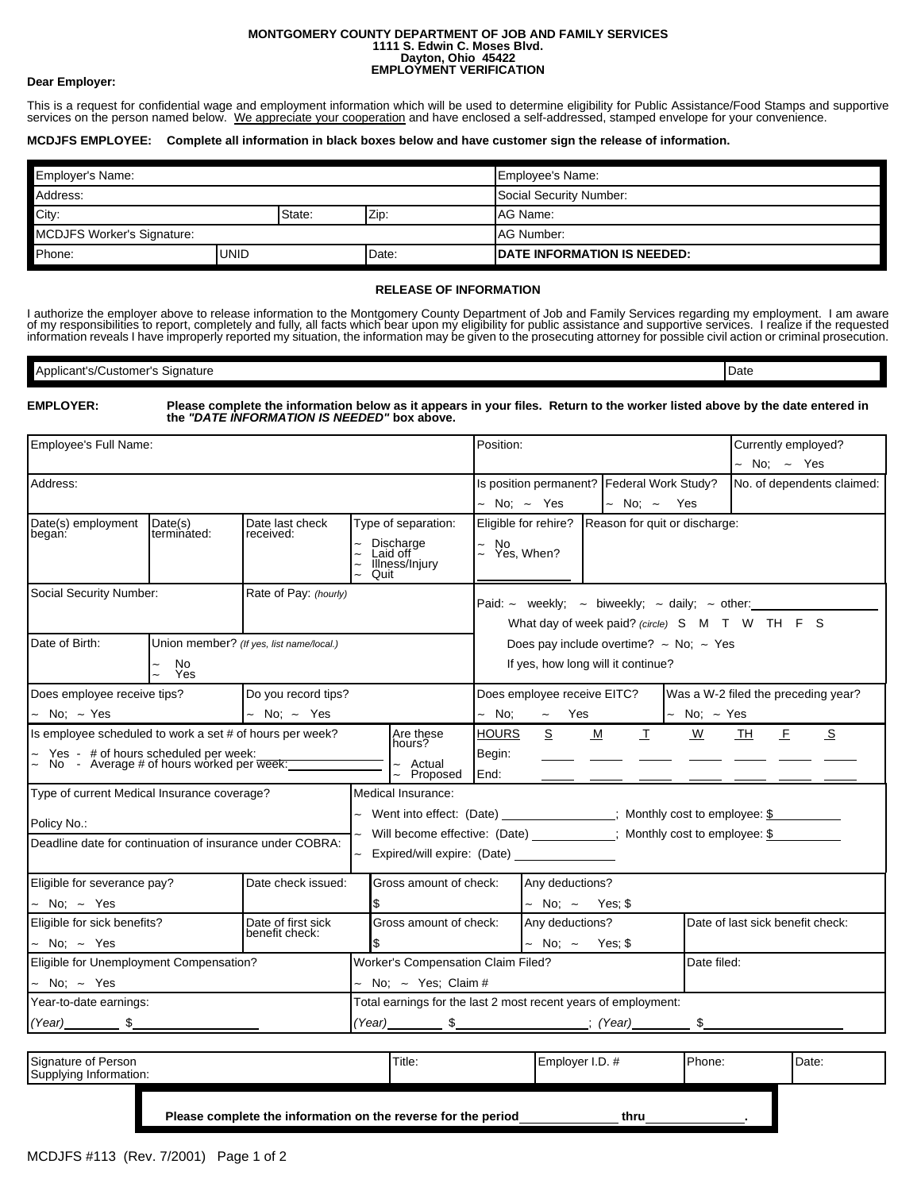**MONTGOMERY COUNTY DEPARTMENT OF JOB AND FAMILY SERVICES**
**1111 S. Edwin C. Moses Blvd.**
**Dayton, Ohio 45422**
**EMPLOYMENT VERIFICATION**

**Dear Employer:**

This is a request for confidential wage and employment information which will be used to determine eligibility for Public Assistance/Food Stamps and supportive services on the person named below. We appreciate your cooperation and have enclosed a self-addressed, stamped envelope for your convenience.

**MCDJFS EMPLOYEE: Complete all information in black boxes below and have customer sign the release of information.**

| Employer's Name: | | | | Employee's Name: |
|---|---|---|---|---|
| Address: | | | | Social Security Number: |
| City: | | State: | Zip: | AG Name: |
| MCDJFS Worker's Signature: | | | | AG Number: |
| Phone: | UNID | | Date: | **DATE INFORMATION IS NEEDED:** |

**RELEASE OF INFORMATION**

I authorize the employer above to release information to the Montgomery County Department of Job and Family Services regarding my employment. I am aware of my responsibilities to report, completely and fully, all facts which bear upon my eligibility for public assistance and supportive services. I realize if the requested information reveals I have improperly reported my situation, the information may be given to the prosecuting attorney for possible civil action or criminal prosecution.

| Applicant's/Customer's Signature | Date |
|---|---|

**EMPLOYER:** **Please complete the information below as it appears in your files. Return to the worker listed above by the date entered in the *"DATE INFORMATION IS NEEDED"* box above.**

| Employee's Full Name: | Position: | Currently employed? ~ No; ~ Yes |
|---|---|---|
| Address: | Is position permanent? ~ No; ~ Yes / Federal Work Study? ~ No; ~ Yes | No. of dependents claimed: |

| Date(s) employment began: | Date(s) terminated: | Date last check received: | Type of separation: ~ Discharge ~ Laid off ~ Illness/Injury ~ Quit | Eligible for rehire? ~ No ~ Yes, When? ______ | Reason for quit or discharge: |
|---|---|---|---|---|---|

| Social Security Number: | Rate of Pay: *(hourly)* | Paid: ~ weekly; ~ biweekly; ~ daily; ~ other: ______ What day of week paid? *(circle)* S M T W TH F S |
|---|---|---|
| Date of Birth: | Union member? *(If yes, list name/local.)* ~ No ~ Yes | Does pay include overtime? ~ No; ~ Yes If yes, how long will it continue? |

| Does employee receive tips? ~ No; ~ Yes | Do you record tips? ~ No; ~ Yes | Does employee receive EITC? ~ No; ~ Yes | Was a W-2 filed the preceding year? ~ No; ~ Yes |
|---|---|---|---|

Is employee scheduled to work a set # of hours per week?
~ Yes - # of hours scheduled per week: ______
~ No - Average # of hours worked per week: ______

Are these hours? ~ Actual ~ Proposed

| HOURS | S | M | T | W | TH | F | S |
|---|---|---|---|---|---|---|---|
| Begin: | | | | | | | |
| End: | | | | | | | |

| Type of current Medical Insurance coverage? Policy No.: | Medical Insurance: ~ Went into effect: (Date) ______; Monthly cost to employee: $______ |
|---|---|
| Deadline date for continuation of insurance under COBRA: | ~ Will become effective: (Date) ______; Monthly cost to employee: $______ ~ Expired/will expire: (Date) ______ |

| Eligible for severance pay? ~ No; ~ Yes | Date check issued: | Gross amount of check: $ | Any deductions? ~ No; ~ Yes; $ | |
|---|---|---|---|---|
| Eligible for sick benefits? ~ No; ~ Yes | Date of first sick benefit check: | Gross amount of check: $ | Any deductions? ~ No; ~ Yes; $ | Date of last sick benefit check: |

| Eligible for Unemployment Compensation? ~ No; ~ Yes | Worker's Compensation Claim Filed? ~ No; ~ Yes; Claim # | Date filed: |
|---|---|---|
| Year-to-date earnings: *(Year)* ______ $______ | Total earnings for the last 2 most recent years of employment: *(Year)* ______ $______; *(Year)* ______ $______ | |

| Signature of Person Supplying Information: | Title: | Employer I.D. # | Phone: | Date: |
|---|---|---|---|---|

**Please complete the information on the reverse for the period ______ thru ______.**

MCDJFS #113 (Rev. 7/2001)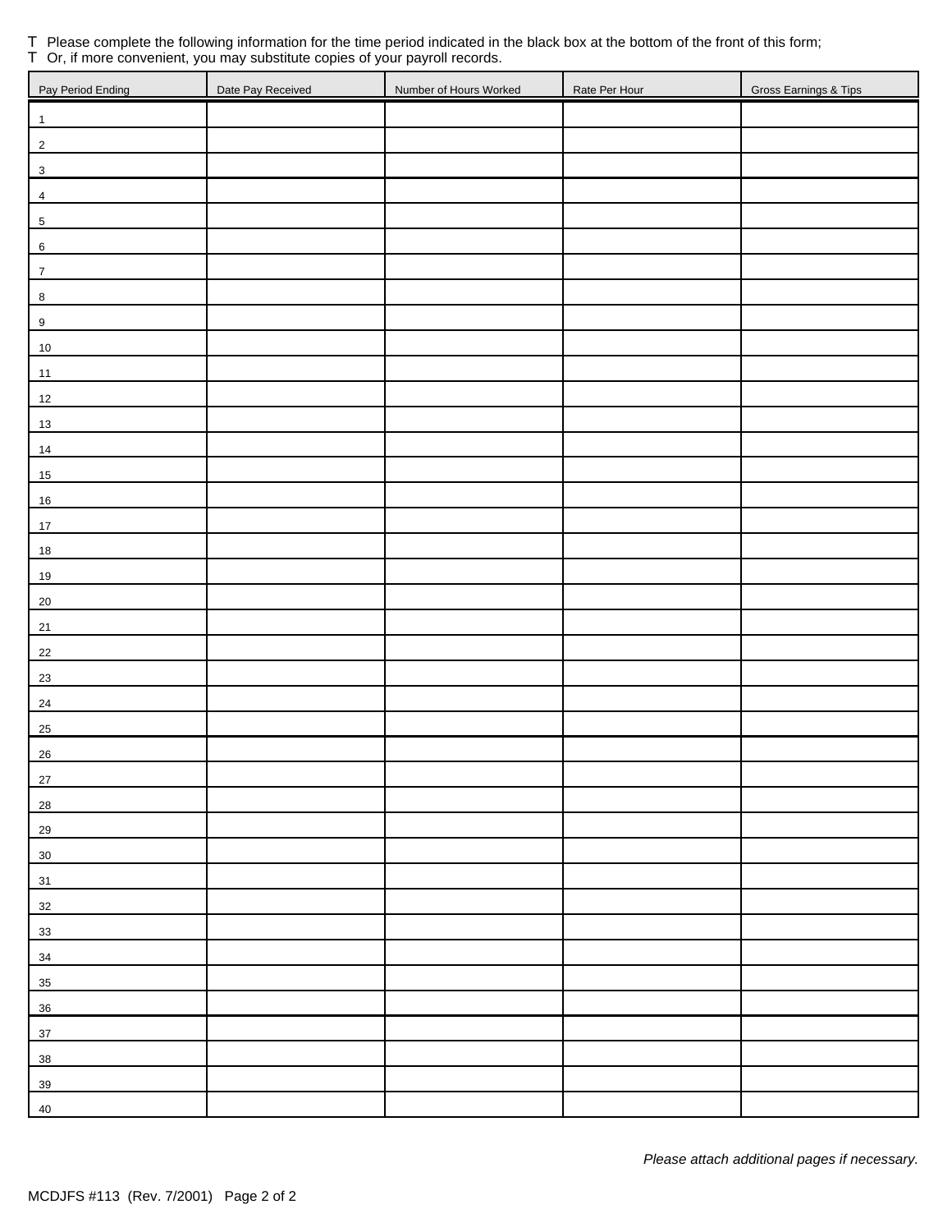- Please complete the following information for the time period indicated in the black box at the bottom of the front of this form;
- Or, if more convenient, you may substitute copies of your payroll records.

| Pay Period Ending | Date Pay Received | Number of Hours Worked | Rate Per Hour | Gross Earnings & Tips |
|---|---|---|---|---|
| 1 | | | | |
| 2 | | | | |
| 3 | | | | |
| 4 | | | | |
| 5 | | | | |
| 6 | | | | |
| 7 | | | | |
| 8 | | | | |
| 9 | | | | |
| 10 | | | | |
| 11 | | | | |
| 12 | | | | |
| 13 | | | | |
| 14 | | | | |
| 15 | | | | |
| 16 | | | | |
| 17 | | | | |
| 18 | | | | |
| 19 | | | | |
| 20 | | | | |
| 21 | | | | |
| 22 | | | | |
| 23 | | | | |
| 24 | | | | |
| 25 | | | | |
| 26 | | | | |
| 27 | | | | |
| 28 | | | | |
| 29 | | | | |
| 30 | | | | |
| 31 | | | | |
| 32 | | | | |
| 33 | | | | |
| 34 | | | | |
| 35 | | | | |
| 36 | | | | |
| 37 | | | | |
| 38 | | | | |
| 39 | | | | |
| 40 | | | | |

*Please attach additional pages if necessary.*

MCDJFS #113 (Rev. 7/2001)